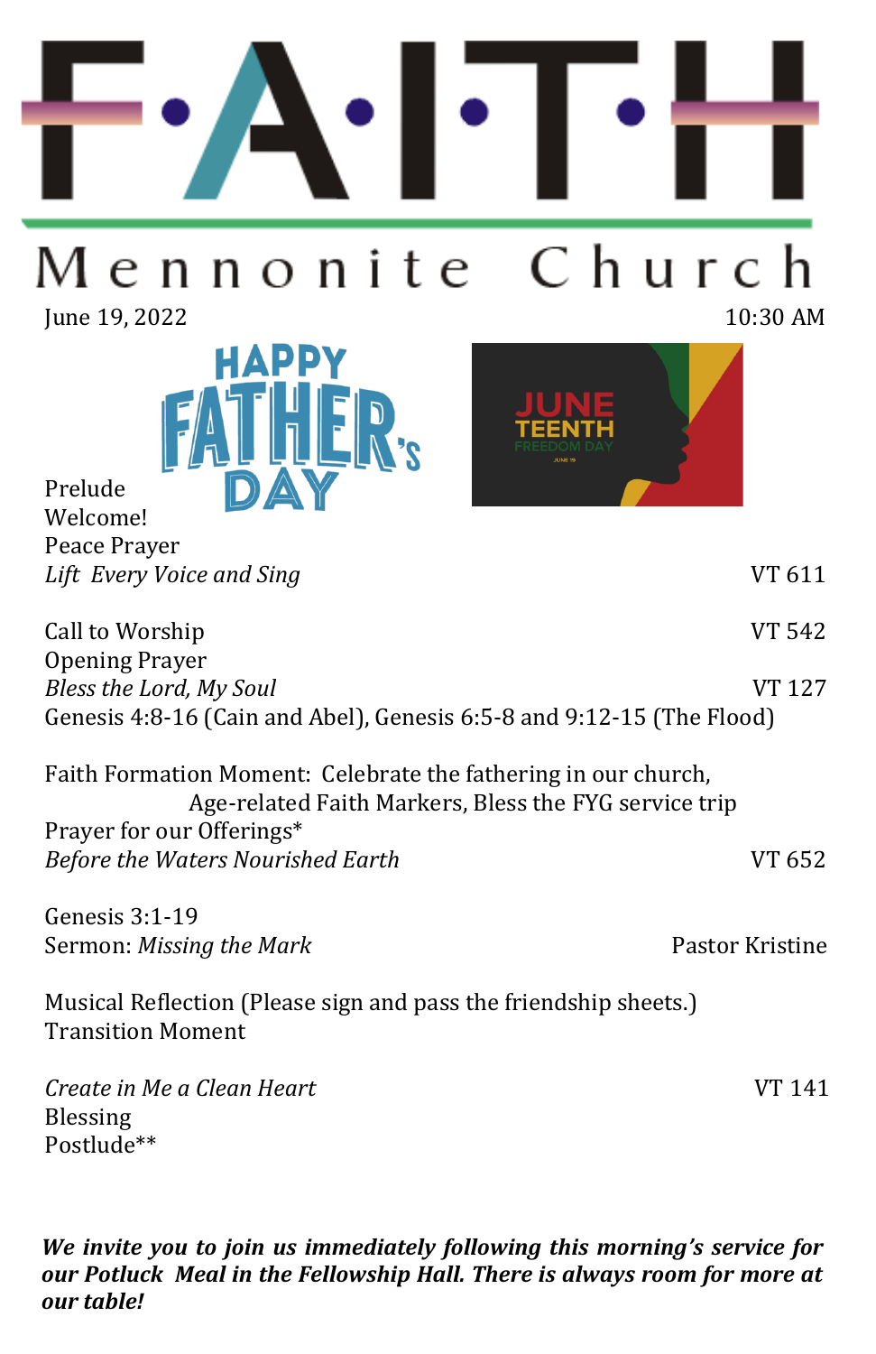# F·A·I·T·H

## Mennonite Church

June 19, 2022 10:30 AM

HAPPY FATHER'S DAY

JUNE TEENTH FREEDOM DAY

Prelude
Welcome!
Peace Prayer
*Lift Every Voice and Sing* VT 611

Call to Worship VT 542
Opening Prayer
*Bless the Lord, My Soul* VT 127
Genesis 4:8-16 (Cain and Abel), Genesis 6:5-8 and 9:12-15 (The Flood)

Faith Formation Moment: Celebrate the fathering in our church,
Age-related Faith Markers, Bless the FYG service trip
Prayer for our Offerings*
*Before the Waters Nourished Earth* VT 652

Genesis 3:1-19
Sermon: *Missing the Mark* Pastor Kristine

Musical Reflection (Please sign and pass the friendship sheets.)
Transition Moment

*Create in Me a Clean Heart* VT 141
Blessing
Postlude**

***We invite you to join us immediately following this morning's service for our Potluck Meal in the Fellowship Hall. There is always room for more at our table!***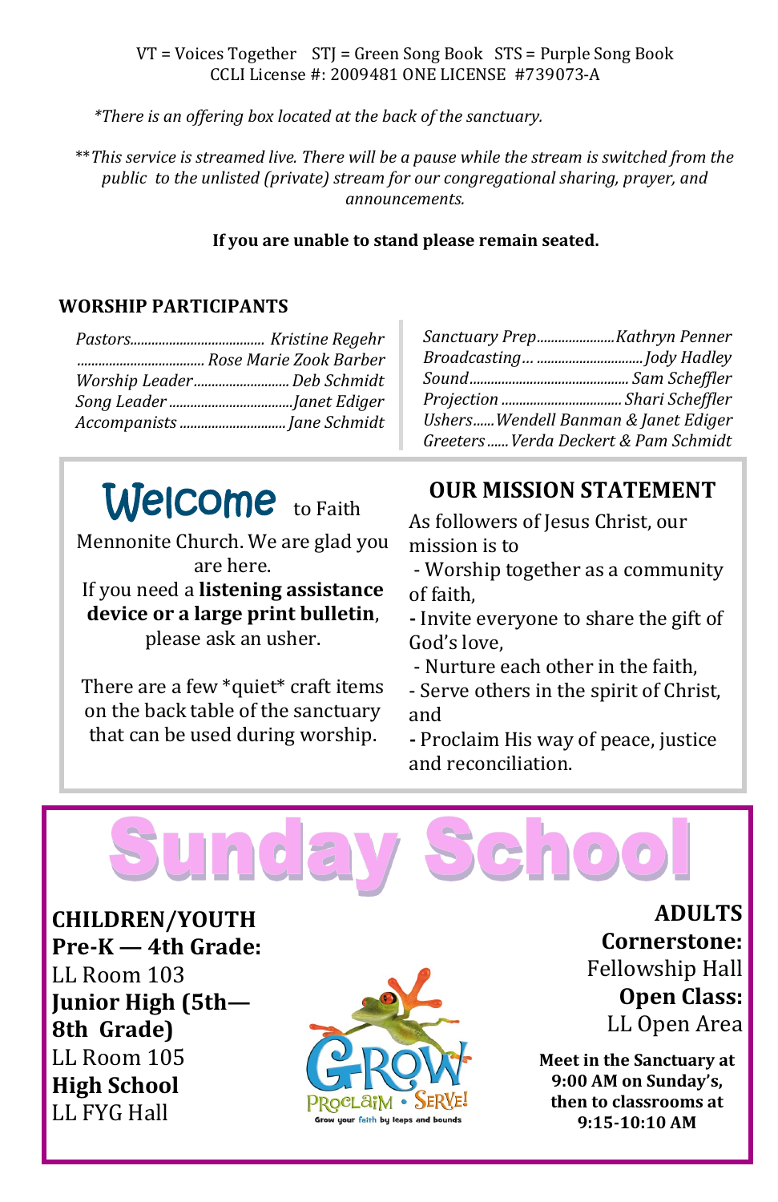VT = Voices Together STJ = Green Song Book STS = Purple Song Book
CCLI License #: 2009481 ONE LICENSE #739073-A

*\*There is an offering box located at the back of the sanctuary.*

*\*\*This service is streamed live. There will be a pause while the stream is switched from the public to the unlisted (private) stream for our congregational sharing, prayer, and announcements.*

**If you are unable to stand please remain seated.**

## WORSHIP PARTICIPANTS

*Pastors*...................................... *Kristine Regehr*
.................................... *Rose Marie Zook Barber*
*Worship Leader*.......................... *Deb Schmidt*
*Song Leader*...................................*Janet Ediger*
*Accompanists*.............................. *Jane Schmidt*

*Sanctuary Prep*......................*Kathryn Penner*
*Broadcasting*... ..............................*Jody Hadley*
*Sound*............................................ *Sam Scheffler*
*Projection* .................................. *Shari Scheffler*
*Ushers*......*Wendell Banman & Janet Ediger*
*Greeters*......*Verda Deckert & Pam Schmidt*

## Welcome to Faith Mennonite Church.

We are glad you are here.
If you need a **listening assistance device or a large print bulletin**, please ask an usher.

There are a few \*quiet\* craft items on the back table of the sanctuary that can be used during worship.

## OUR MISSION STATEMENT

As followers of Jesus Christ, our mission is to
- Worship together as a community of faith,
- Invite everyone to share the gift of God's love,
- Nurture each other in the faith,
- Serve others in the spirit of Christ, and
- Proclaim His way of peace, justice and reconciliation.

# Sunday School

**CHILDREN/YOUTH**

**Pre-K — 4th Grade:**
LL Room 103

**Junior High (5th—8th Grade)**
LL Room 105

**High School**
LL FYG Hall

GROW PROCLAIM • SERVE! Grow your faith by leaps and bounds

**ADULTS**

**Cornerstone:**
Fellowship Hall

**Open Class:**
LL Open Area

**Meet in the Sanctuary at 9:00 AM on Sunday's, then to classrooms at 9:15-10:10 AM**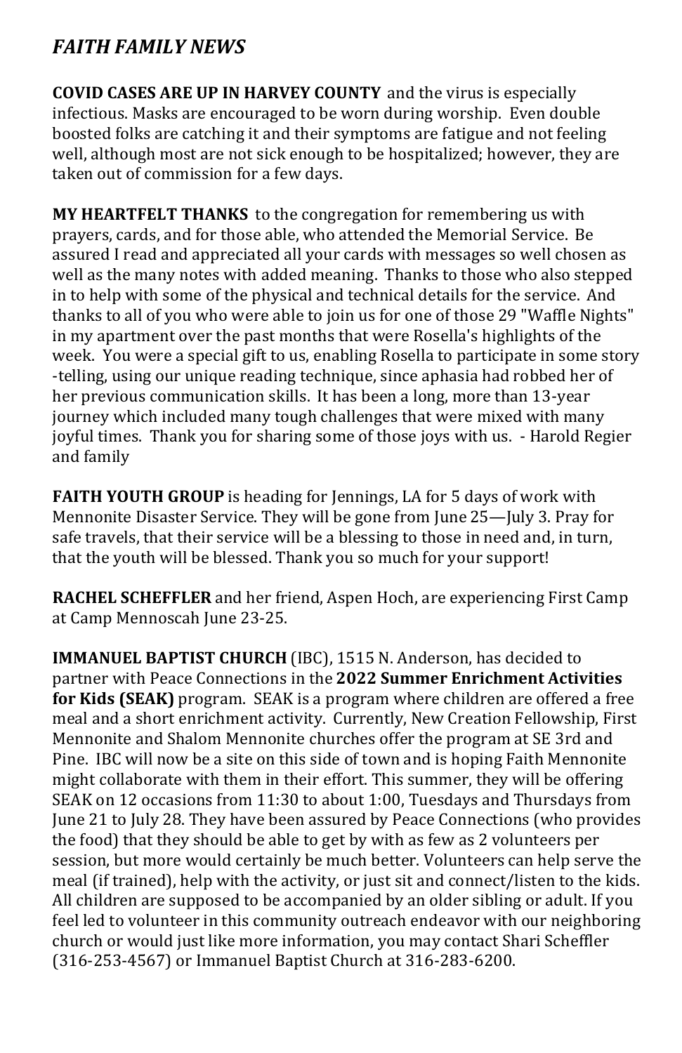## *FAITH FAMILY NEWS*

**COVID CASES ARE UP IN HARVEY COUNTY** and the virus is especially infectious. Masks are encouraged to be worn during worship. Even double boosted folks are catching it and their symptoms are fatigue and not feeling well, although most are not sick enough to be hospitalized; however, they are taken out of commission for a few days.

**MY HEARTFELT THANKS** to the congregation for remembering us with prayers, cards, and for those able, who attended the Memorial Service. Be assured I read and appreciated all your cards with messages so well chosen as well as the many notes with added meaning. Thanks to those who also stepped in to help with some of the physical and technical details for the service. And thanks to all of you who were able to join us for one of those 29 "Waffle Nights" in my apartment over the past months that were Rosella's highlights of the week. You were a special gift to us, enabling Rosella to participate in some story-telling, using our unique reading technique, since aphasia had robbed her of her previous communication skills. It has been a long, more than 13-year journey which included many tough challenges that were mixed with many joyful times. Thank you for sharing some of those joys with us. - Harold Regier and family

**FAITH YOUTH GROUP** is heading for Jennings, LA for 5 days of work with Mennonite Disaster Service. They will be gone from June 25—July 3. Pray for safe travels, that their service will be a blessing to those in need and, in turn, that the youth will be blessed. Thank you so much for your support!

**RACHEL SCHEFFLER** and her friend, Aspen Hoch, are experiencing First Camp at Camp Mennoscah June 23-25.

**IMMANUEL BAPTIST CHURCH** (IBC), 1515 N. Anderson, has decided to partner with Peace Connections in the **2022 Summer Enrichment Activities for Kids (SEAK)** program. SEAK is a program where children are offered a free meal and a short enrichment activity. Currently, New Creation Fellowship, First Mennonite and Shalom Mennonite churches offer the program at SE 3rd and Pine. IBC will now be a site on this side of town and is hoping Faith Mennonite might collaborate with them in their effort. This summer, they will be offering SEAK on 12 occasions from 11:30 to about 1:00, Tuesdays and Thursdays from June 21 to July 28. They have been assured by Peace Connections (who provides the food) that they should be able to get by with as few as 2 volunteers per session, but more would certainly be much better. Volunteers can help serve the meal (if trained), help with the activity, or just sit and connect/listen to the kids. All children are supposed to be accompanied by an older sibling or adult. If you feel led to volunteer in this community outreach endeavor with our neighboring church or would just like more information, you may contact Shari Scheffler (316-253-4567) or Immanuel Baptist Church at 316-283-6200.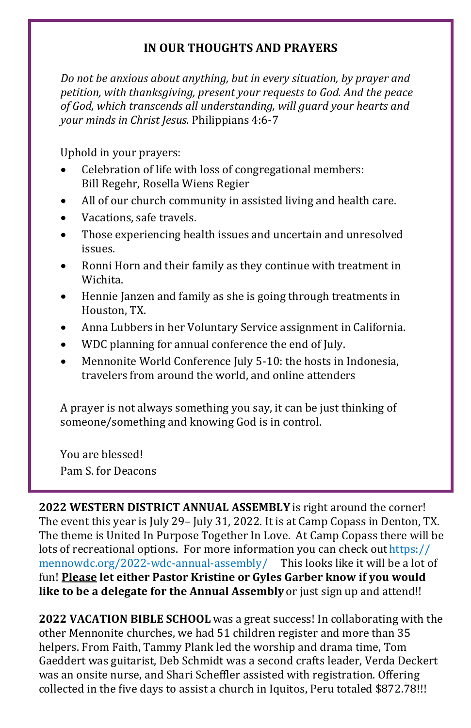## IN OUR THOUGHTS AND PRAYERS

*Do not be anxious about anything, but in every situation, by prayer and petition, with thanksgiving, present your requests to God. And the peace of God, which transcends all understanding, will guard your hearts and your minds in Christ Jesus.* Philippians 4:6-7

Uphold in your prayers:

- Celebration of life with loss of congregational members: Bill Regehr, Rosella Wiens Regier
- All of our church community in assisted living and health care.
- Vacations, safe travels.
- Those experiencing health issues and uncertain and unresolved issues.
- Ronni Horn and their family as they continue with treatment in Wichita.
- Hennie Janzen and family as she is going through treatments in Houston, TX.
- Anna Lubbers in her Voluntary Service assignment in California.
- WDC planning for annual conference the end of July.
- Mennonite World Conference July 5-10: the hosts in Indonesia, travelers from around the world, and online attenders

A prayer is not always something you say, it can be just thinking of someone/something and knowing God is in control.

You are blessed!
Pam S. for Deacons

**2022 WESTERN DISTRICT ANNUAL ASSEMBLY** is right around the corner! The event this year is July 29– July 31, 2022. It is at Camp Copass in Denton, TX. The theme is United In Purpose Together In Love. At Camp Copass there will be lots of recreational options. For more information you can check out https://mennowdc.org/2022-wdc-annual-assembly/ This looks like it will be a lot of fun! **Please let either Pastor Kristine or Gyles Garber know if you would like to be a delegate for the Annual Assembly** or just sign up and attend!!

**2022 VACATION BIBLE SCHOOL** was a great success! In collaborating with the other Mennonite churches, we had 51 children register and more than 35 helpers. From Faith, Tammy Plank led the worship and drama time, Tom Gaeddert was guitarist, Deb Schmidt was a second crafts leader, Verda Deckert was an onsite nurse, and Shari Scheffler assisted with registration. Offering collected in the five days to assist a church in Iquitos, Peru totaled $872.78!!!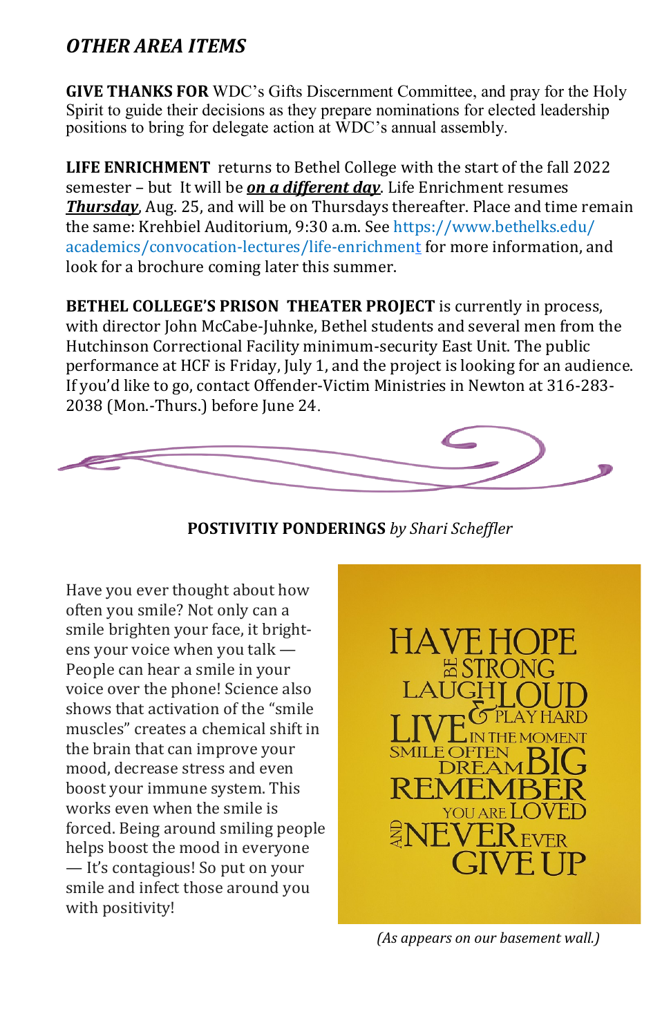## *OTHER AREA ITEMS*

**GIVE THANKS FOR** WDC's Gifts Discernment Committee, and pray for the Holy Spirit to guide their decisions as they prepare nominations for elected leadership positions to bring for delegate action at WDC's annual assembly.

**LIFE ENRICHMENT** returns to Bethel College with the start of the fall 2022 semester – but It will be ***on a different day***. Life Enrichment resumes ***Thursday***, Aug. 25, and will be on Thursdays thereafter. Place and time remain the same: Krehbiel Auditorium, 9:30 a.m. See https://www.bethelks.edu/academics/convocation-lectures/life-enrichment for more information, and look for a brochure coming later this summer.

**BETHEL COLLEGE'S PRISON THEATER PROJECT** is currently in process, with director John McCabe-Juhnke, Bethel students and several men from the Hutchinson Correctional Facility minimum-security East Unit. The public performance at HCF is Friday, July 1, and the project is looking for an audience. If you'd like to go, contact Offender-Victim Ministries in Newton at 316-283-2038 (Mon.-Thurs.) before June 24.

**POSTIVITIY PONDERINGS** *by Shari Scheffler*

Have you ever thought about how often you smile? Not only can a smile brighten your face, it brightens your voice when you talk — People can hear a smile in your voice over the phone! Science also shows that activation of the "smile muscles" creates a chemical shift in the brain that can improve your mood, decrease stress and even boost your immune system. This works even when the smile is forced. Being around smiling people helps boost the mood in everyone — It's contagious! So put on your smile and infect those around you with positivity!

HAVE HOPE
BE STRONG
LAUGH LOUD
& PLAY HARD
LIVE IN THE MOMENT
SMILE OFTEN
DREAM BIG
REMEMBER
YOU ARE LOVED
AND NEVER EVER
GIVE UP

*(As appears on our basement wall.)*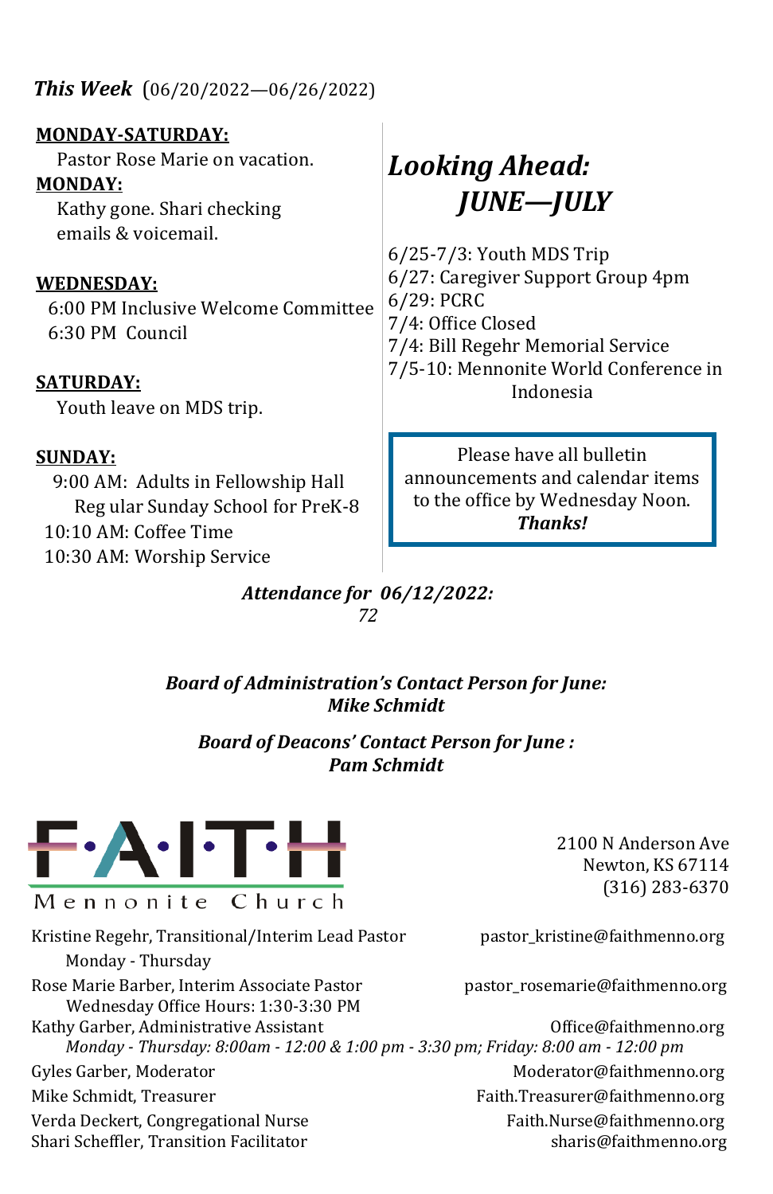***This Week*** (06/20/2022—06/26/2022)

**MONDAY-SATURDAY:**
Pastor Rose Marie on vacation.

**MONDAY:**
Kathy gone. Shari checking emails & voicemail.

**WEDNESDAY:**
6:00 PM Inclusive Welcome Committee
6:30 PM Council

**SATURDAY:**
Youth leave on MDS trip.

**SUNDAY:**
9:00 AM: Adults in Fellowship Hall
Reg ular Sunday School for PreK-8
10:10 AM: Coffee Time
10:30 AM: Worship Service

## *Looking Ahead: JUNE—JULY*

6/25-7/3: Youth MDS Trip
6/27: Caregiver Support Group 4pm
6/29: PCRC
7/4: Office Closed
7/4: Bill Regehr Memorial Service
7/5-10: Mennonite World Conference in Indonesia

Please have all bulletin announcements and calendar items to the office by Wednesday Noon. ***Thanks!***

***Attendance for 06/12/2022:***
*72*

***Board of Administration's Contact Person for June: Mike Schmidt***

***Board of Deacons' Contact Person for June : Pam Schmidt***

FAITH Mennonite Church

2100 N Anderson Ave
Newton, KS 67114
(316) 283-6370

Kristine Regehr, Transitional/Interim Lead Pastor — pastor_kristine@faithmenno.org
Monday - Thursday
Rose Marie Barber, Interim Associate Pastor — pastor_rosemarie@faithmenno.org
Wednesday Office Hours: 1:30-3:30 PM
Kathy Garber, Administrative Assistant — Office@faithmenno.org
*Monday - Thursday: 8:00am - 12:00 & 1:00 pm - 3:30 pm; Friday: 8:00 am - 12:00 pm*
Gyles Garber, Moderator — Moderator@faithmenno.org
Mike Schmidt, Treasurer — Faith.Treasurer@faithmenno.org
Verda Deckert, Congregational Nurse — Faith.Nurse@faithmenno.org
Shari Scheffler, Transition Facilitator — sharis@faithmenno.org